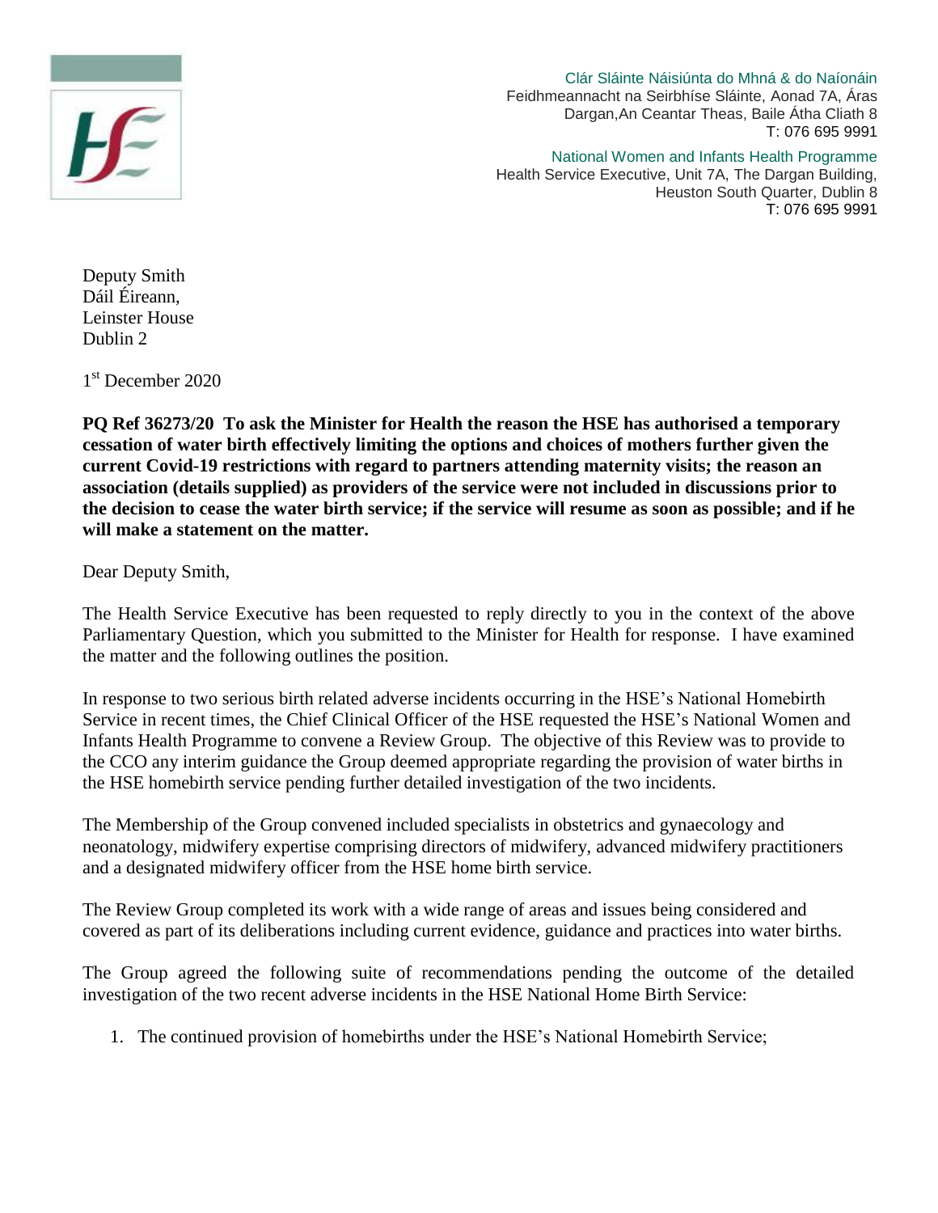Clár Sláinte Náisiúnta do Mhná & do Naíonáin
Feidhmeannacht na Seirbhíse Sláinte, Aonad 7A, Áras Dargan, An Ceantar Theas, Baile Átha Cliath 8
T: 076 695 9991

National Women and Infants Health Programme
Health Service Executive, Unit 7A, The Dargan Building, Heuston South Quarter, Dublin 8
T: 076 695 9991

Deputy Smith
Dáil Éireann,
Leinster House
Dublin 2

1st December 2020

**PQ Ref 36273/20 To ask the Minister for Health the reason the HSE has authorised a temporary cessation of water birth effectively limiting the options and choices of mothers further given the current Covid-19 restrictions with regard to partners attending maternity visits; the reason an association (details supplied) as providers of the service were not included in discussions prior to the decision to cease the water birth service; if the service will resume as soon as possible; and if he will make a statement on the matter.**

Dear Deputy Smith,

The Health Service Executive has been requested to reply directly to you in the context of the above Parliamentary Question, which you submitted to the Minister for Health for response. I have examined the matter and the following outlines the position.

In response to two serious birth related adverse incidents occurring in the HSE's National Homebirth Service in recent times, the Chief Clinical Officer of the HSE requested the HSE's National Women and Infants Health Programme to convene a Review Group. The objective of this Review was to provide to the CCO any interim guidance the Group deemed appropriate regarding the provision of water births in the HSE homebirth service pending further detailed investigation of the two incidents.

The Membership of the Group convened included specialists in obstetrics and gynaecology and neonatology, midwifery expertise comprising directors of midwifery, advanced midwifery practitioners and a designated midwifery officer from the HSE home birth service.

The Review Group completed its work with a wide range of areas and issues being considered and covered as part of its deliberations including current evidence, guidance and practices into water births.

The Group agreed the following suite of recommendations pending the outcome of the detailed investigation of the two recent adverse incidents in the HSE National Home Birth Service:

1. The continued provision of homebirths under the HSE's National Homebirth Service;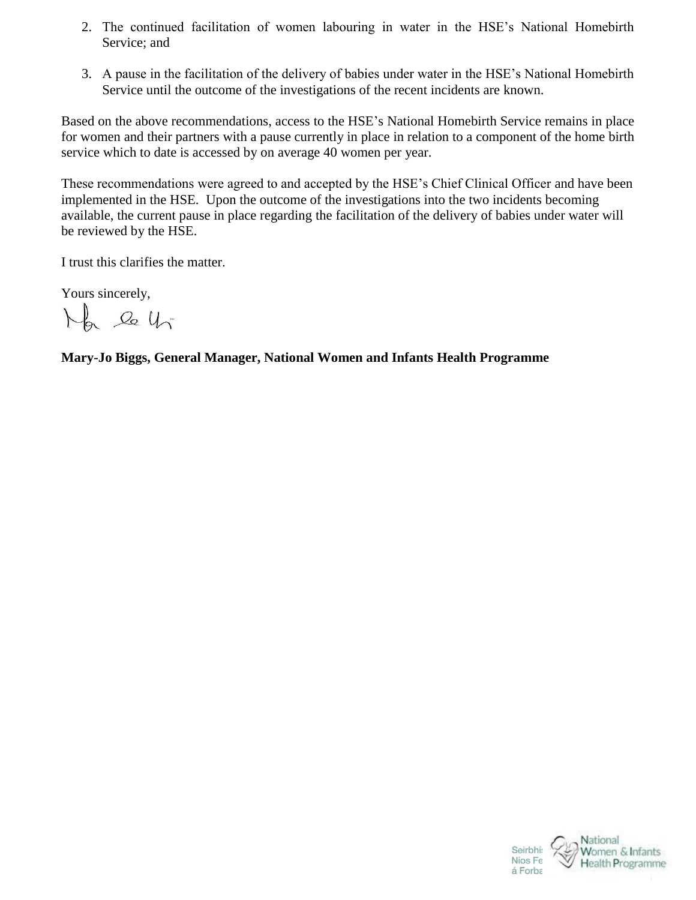2. The continued facilitation of women labouring in water in the HSE's National Homebirth Service; and

3. A pause in the facilitation of the delivery of babies under water in the HSE's National Homebirth Service until the outcome of the investigations of the recent incidents are known.

Based on the above recommendations, access to the HSE's National Homebirth Service remains in place for women and their partners with a pause currently in place in relation to a component of the home birth service which to date is accessed by on average 40 women per year.

These recommendations were agreed to and accepted by the HSE's Chief Clinical Officer and have been implemented in the HSE. Upon the outcome of the investigations into the two incidents becoming available, the current pause in place regarding the facilitation of the delivery of babies under water will be reviewed by the HSE.

I trust this clarifies the matter.

Yours sincerely,

**Mary-Jo Biggs, General Manager, National Women and Infants Health Programme**